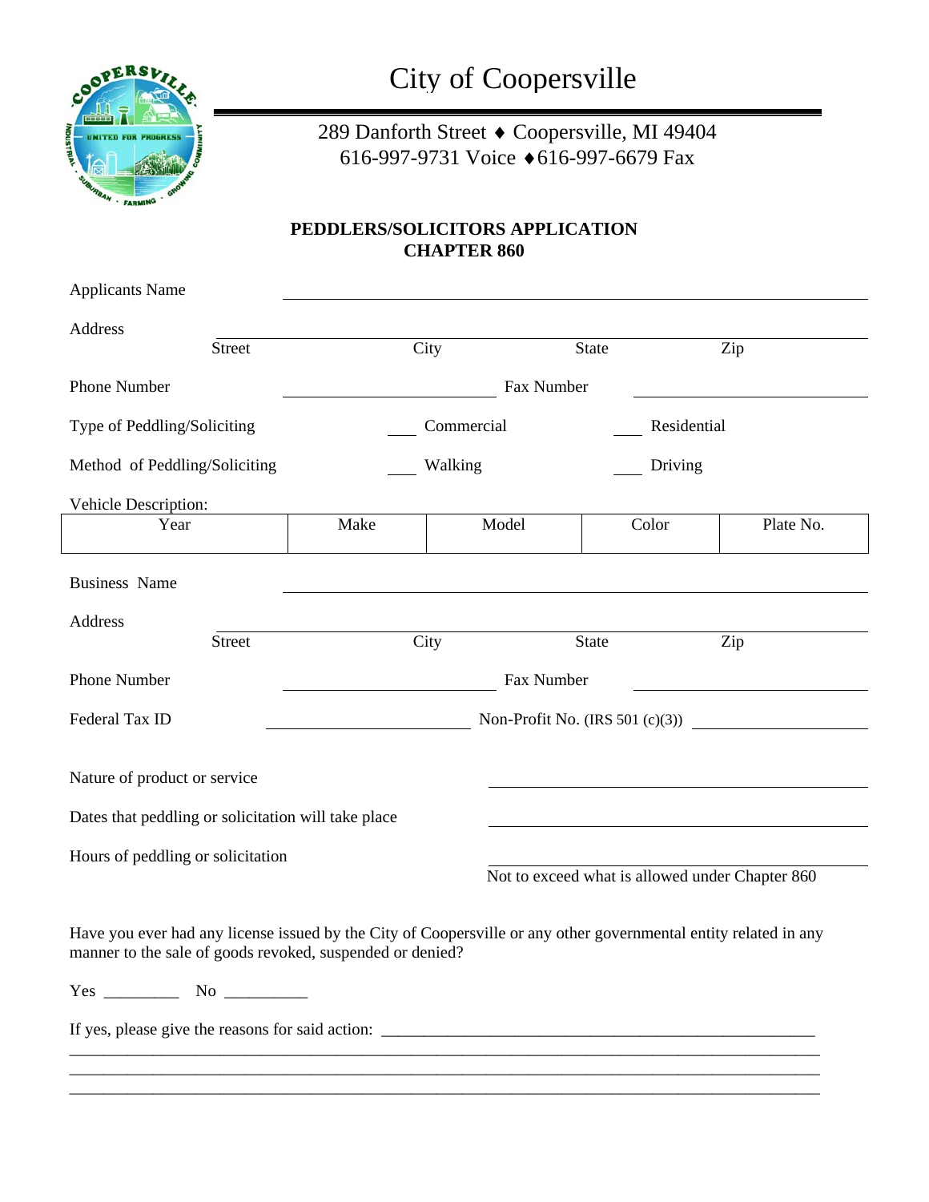# City of Coopersville

289 Danforth Street ♦ Coopersville, MI 49404
616-997-9731 Voice ♦616-997-6679 Fax

## PEDDLERS/SOLICITORS APPLICATION
## CHAPTER 860

Applicants Name ________________________________________________

Address ________________________________________________
Street City State Zip

Phone Number ____________________ Fax Number ____________________

Type of Peddling/Soliciting ___ Commercial ___ Residential

Method of Peddling/Soliciting ___ Walking ___ Driving

Vehicle Description:

| Year | Make | Model | Color | Plate No. |
|---|---|---|---|---|
| | | | | |

Business Name ________________________________________________

Address ________________________________________________
Street City State Zip

Phone Number ____________________ Fax Number ____________________

Federal Tax ID ____________________ Non-Profit No. (IRS 501 (c)(3)) ____________________

Nature of product or service ____________________________________

Dates that peddling or solicitation will take place ____________________________________

Hours of peddling or solicitation ____________________________________
Not to exceed what is allowed under Chapter 860

Have you ever had any license issued by the City of Coopersville or any other governmental entity related in any manner to the sale of goods revoked, suspended or denied?

Yes _________ No __________

If yes, please give the reasons for said action: ______________________________________________________
_________________________________________________________________________________
_________________________________________________________________________________
_________________________________________________________________________________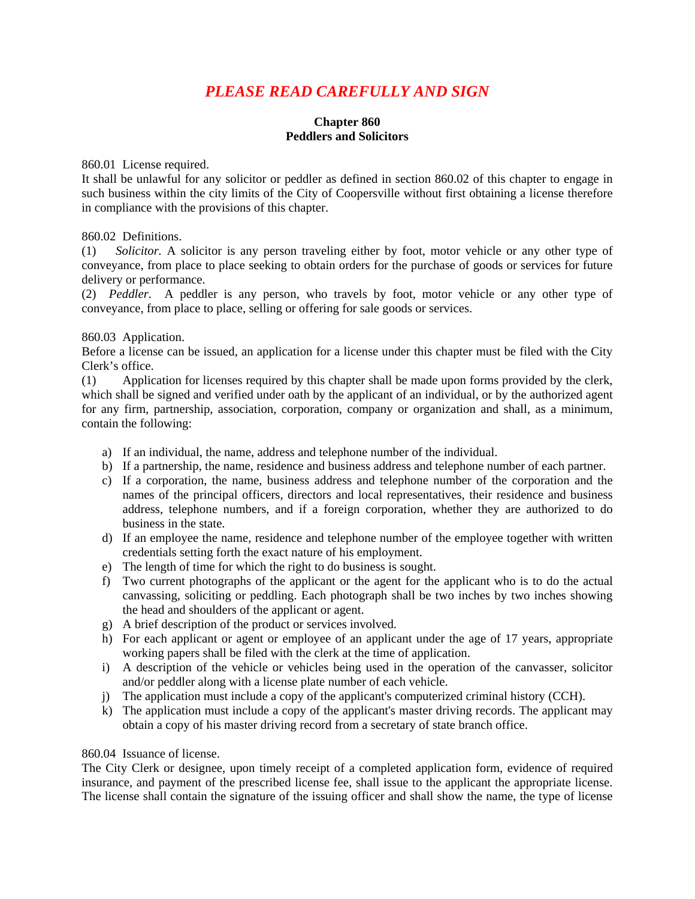## *PLEASE READ CAREFULLY AND SIGN*

### Chapter 860
### Peddlers and Solicitors

860.01 License required.

It shall be unlawful for any solicitor or peddler as defined in section 860.02 of this chapter to engage in such business within the city limits of the City of Coopersville without first obtaining a license therefore in compliance with the provisions of this chapter.

860.02 Definitions.

(1) *Solicitor.* A solicitor is any person traveling either by foot, motor vehicle or any other type of conveyance, from place to place seeking to obtain orders for the purchase of goods or services for future delivery or performance.

(2) *Peddler*. A peddler is any person, who travels by foot, motor vehicle or any other type of conveyance, from place to place, selling or offering for sale goods or services.

860.03 Application.

Before a license can be issued, an application for a license under this chapter must be filed with the City Clerk's office.

(1) Application for licenses required by this chapter shall be made upon forms provided by the clerk, which shall be signed and verified under oath by the applicant of an individual, or by the authorized agent for any firm, partnership, association, corporation, company or organization and shall, as a minimum, contain the following:

a) If an individual, the name, address and telephone number of the individual.
b) If a partnership, the name, residence and business address and telephone number of each partner.
c) If a corporation, the name, business address and telephone number of the corporation and the names of the principal officers, directors and local representatives, their residence and business address, telephone numbers, and if a foreign corporation, whether they are authorized to do business in the state.
d) If an employee the name, residence and telephone number of the employee together with written credentials setting forth the exact nature of his employment.
e) The length of time for which the right to do business is sought.
f) Two current photographs of the applicant or the agent for the applicant who is to do the actual canvassing, soliciting or peddling. Each photograph shall be two inches by two inches showing the head and shoulders of the applicant or agent.
g) A brief description of the product or services involved.
h) For each applicant or agent or employee of an applicant under the age of 17 years, appropriate working papers shall be filed with the clerk at the time of application.
i) A description of the vehicle or vehicles being used in the operation of the canvasser, solicitor and/or peddler along with a license plate number of each vehicle.
j) The application must include a copy of the applicant's computerized criminal history (CCH).
k) The application must include a copy of the applicant's master driving records. The applicant may obtain a copy of his master driving record from a secretary of state branch office.

860.04 Issuance of license.

The City Clerk or designee, upon timely receipt of a completed application form, evidence of required insurance, and payment of the prescribed license fee, shall issue to the applicant the appropriate license. The license shall contain the signature of the issuing officer and shall show the name, the type of license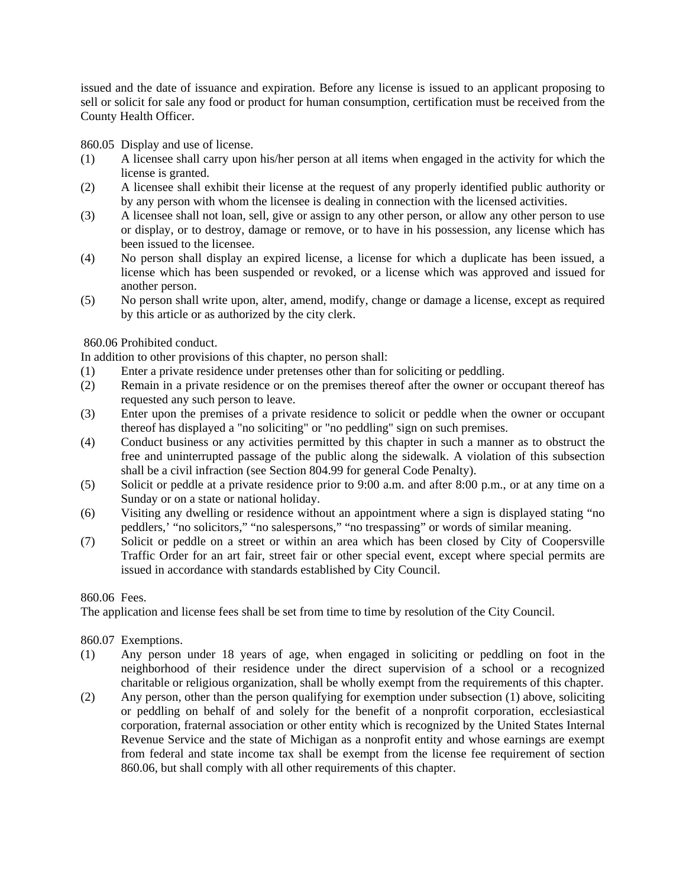issued and the date of issuance and expiration. Before any license is issued to an applicant proposing to sell or solicit for sale any food or product for human consumption, certification must be received from the County Health Officer.

860.05 Display and use of license.

(1) A licensee shall carry upon his/her person at all items when engaged in the activity for which the license is granted.

(2) A licensee shall exhibit their license at the request of any properly identified public authority or by any person with whom the licensee is dealing in connection with the licensed activities.

(3) A licensee shall not loan, sell, give or assign to any other person, or allow any other person to use or display, or to destroy, damage or remove, or to have in his possession, any license which has been issued to the licensee.

(4) No person shall display an expired license, a license for which a duplicate has been issued, a license which has been suspended or revoked, or a license which was approved and issued for another person.

(5) No person shall write upon, alter, amend, modify, change or damage a license, except as required by this article or as authorized by the city clerk.

860.06 Prohibited conduct.

In addition to other provisions of this chapter, no person shall:

(1) Enter a private residence under pretenses other than for soliciting or peddling.

(2) Remain in a private residence or on the premises thereof after the owner or occupant thereof has requested any such person to leave.

(3) Enter upon the premises of a private residence to solicit or peddle when the owner or occupant thereof has displayed a "no soliciting" or "no peddling" sign on such premises.

(4) Conduct business or any activities permitted by this chapter in such a manner as to obstruct the free and uninterrupted passage of the public along the sidewalk. A violation of this subsection shall be a civil infraction (see Section 804.99 for general Code Penalty).

(5) Solicit or peddle at a private residence prior to 9:00 a.m. and after 8:00 p.m., or at any time on a Sunday or on a state or national holiday.

(6) Visiting any dwelling or residence without an appointment where a sign is displayed stating “no peddlers,’ “no solicitors,” “no salespersons,” “no trespassing” or words of similar meaning.

(7) Solicit or peddle on a street or within an area which has been closed by City of Coopersville Traffic Order for an art fair, street fair or other special event, except where special permits are issued in accordance with standards established by City Council.

860.06 Fees.

The application and license fees shall be set from time to time by resolution of the City Council.

860.07 Exemptions.

(1) Any person under 18 years of age, when engaged in soliciting or peddling on foot in the neighborhood of their residence under the direct supervision of a school or a recognized charitable or religious organization, shall be wholly exempt from the requirements of this chapter.

(2) Any person, other than the person qualifying for exemption under subsection (1) above, soliciting or peddling on behalf of and solely for the benefit of a nonprofit corporation, ecclesiastical corporation, fraternal association or other entity which is recognized by the United States Internal Revenue Service and the state of Michigan as a nonprofit entity and whose earnings are exempt from federal and state income tax shall be exempt from the license fee requirement of section 860.06, but shall comply with all other requirements of this chapter.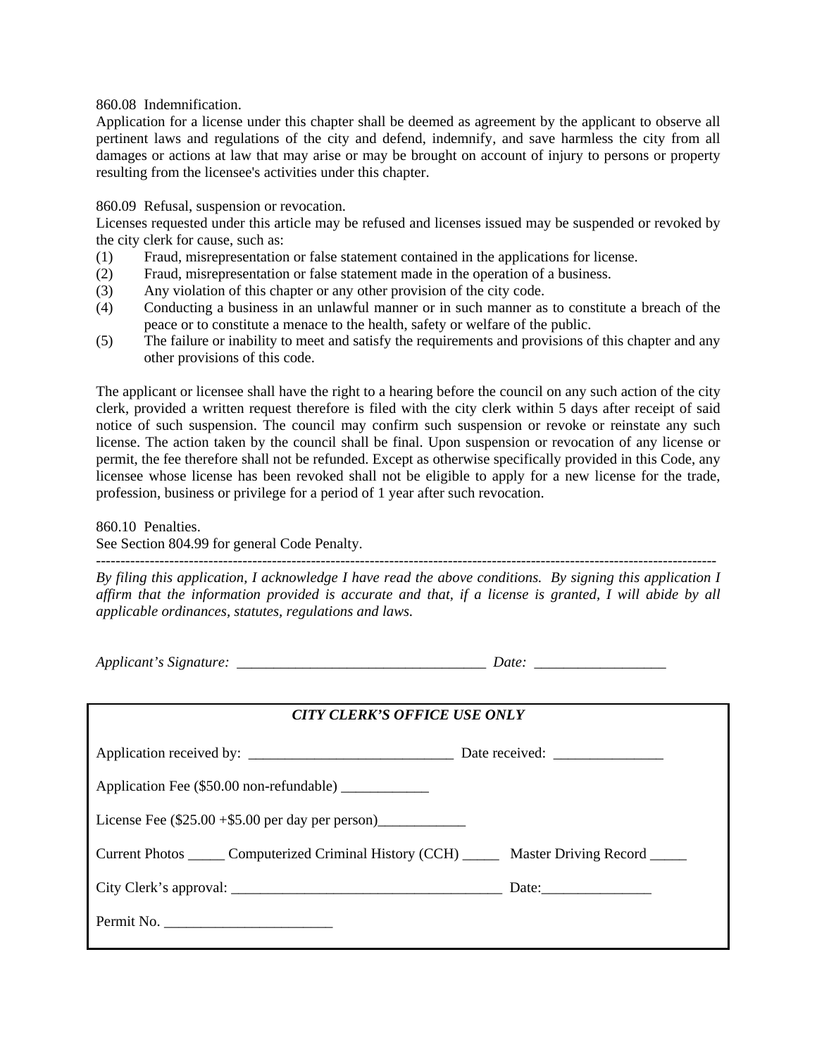860.08 Indemnification.
Application for a license under this chapter shall be deemed as agreement by the applicant to observe all pertinent laws and regulations of the city and defend, indemnify, and save harmless the city from all damages or actions at law that may arise or may be brought on account of injury to persons or property resulting from the licensee's activities under this chapter.

860.09 Refusal, suspension or revocation.
Licenses requested under this article may be refused and licenses issued may be suspended or revoked by the city clerk for cause, such as:

(1) Fraud, misrepresentation or false statement contained in the applications for license.
(2) Fraud, misrepresentation or false statement made in the operation of a business.
(3) Any violation of this chapter or any other provision of the city code.
(4) Conducting a business in an unlawful manner or in such manner as to constitute a breach of the peace or to constitute a menace to the health, safety or welfare of the public.
(5) The failure or inability to meet and satisfy the requirements and provisions of this chapter and any other provisions of this code.

The applicant or licensee shall have the right to a hearing before the council on any such action of the city clerk, provided a written request therefore is filed with the city clerk within 5 days after receipt of said notice of such suspension. The council may confirm such suspension or revoke or reinstate any such license. The action taken by the council shall be final. Upon suspension or revocation of any license or permit, the fee therefore shall not be refunded. Except as otherwise specifically provided in this Code, any licensee whose license has been revoked shall not be eligible to apply for a new license for the trade, profession, business or privilege for a period of 1 year after such revocation.

860.10 Penalties.
See Section 804.99 for general Code Penalty.

---

*By filing this application, I acknowledge I have read the above conditions. By signing this application I affirm that the information provided is accurate and that, if a license is granted, I will abide by all applicable ordinances, statutes, regulations and laws.*

*Applicant's Signature:* ___________________________________ *Date:* __________________

***CITY CLERK'S OFFICE USE ONLY***

Application received by: ____________________________ Date received: _______________

Application Fee ($50.00 non-refundable) ____________

License Fee ($25.00 +$5.00 per day per person)____________

Current Photos _____ Computerized Criminal History (CCH) _____ Master Driving Record _____

City Clerk's approval: _____________________________________ Date:_______________

Permit No. _______________________